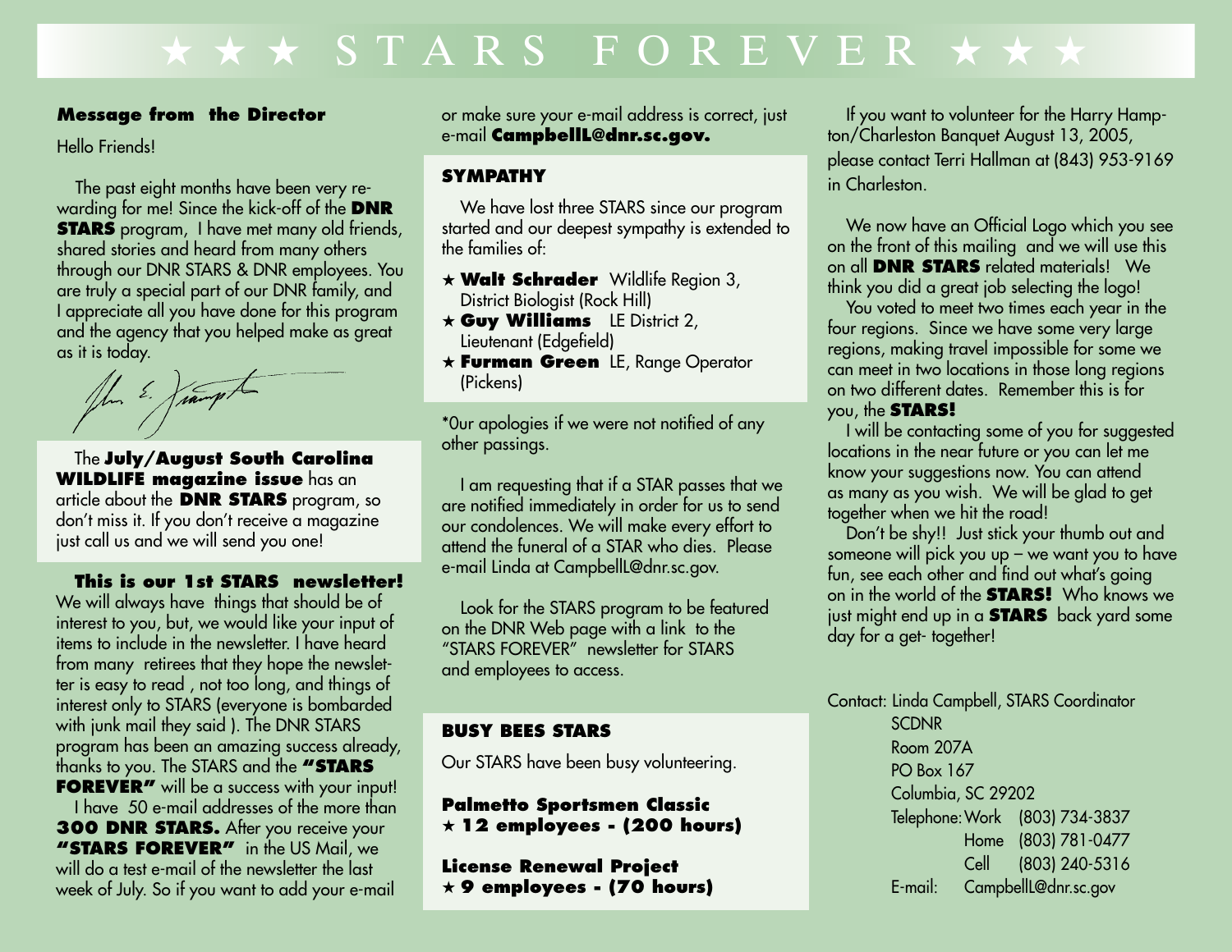// STARS FOREVER

### Message from the Director

Hello Friends!

The past eight months have been very rewarding for me! Since the kick-off of the **DNR STARS** program, I have met many old friends, shared stories and heard from many others through our DNR STARS & DNR employees. You are truly a special part of our DNR family, and I appreciate all you have done for this program and the agency that you helped make as great as it is today.

The **July/August South Carolina WILDLIFE magazine issue** has an article about the **DNR STARS** program, so don't miss it. If you don't receive a magazine just call us and we will send you one!

**This is our 1st STARS newsletter!** We will always have things that should be of interest to you, but, we would like your input of items to include in the newsletter. I have heard from many retirees that they hope the newsletter is easy to read , not too long, and things of interest only to STARS (everyone is bombarded with junk mail they said ). The DNR STARS program has been an amazing success already, thanks to you. The STARS and the **"STARS FOREVER"** will be a success with your input!

I have 50 e-mail addresses of the more than **300 DNR STARS.** After you receive your **"STARS FOREVER"** in the US Mail, we will do a test e-mail of the newsletter the last week of July. So if you want to add your e-mail or make sure your e-mail address is correct, just e-mail **CampbellL@dnr.sc.gov.**

### SYMPATHY

We have lost three STARS since our program started and our deepest sympathy is extended to the families of:

- ★ **Walt Schrader** Wildlife Region 3, District Biologist (Rock Hill)
- ★ **Guy Williams** LE District 2, Lieutenant (Edgefield)
- ★ **Furman Green** LE, Range Operator (Pickens)

*0ur apologies if we were not notified of any other passings.

I am requesting that if a STAR passes that we are notified immediately in order for us to send our condolences. We will make every effort to attend the funeral of a STAR who dies. Please e-mail Linda at CampbellL@dnr.sc.gov.

Look for the STARS program to be featured on the DNR Web page with a link to the "STARS FOREVER" newsletter for STARS and employees to access.

### BUSY BEES STARS

Our STARS have been busy volunteering.

**Palmetto Sportsmen Classic**
**★ 12 employees - (200 hours)**

**License Renewal Project**
**★ 9 employees - (70 hours)**

If you want to volunteer for the Harry Hampton/Charleston Banquet August 13, 2005, please contact Terri Hallman at (843) 953-9169 in Charleston.

We now have an Official Logo which you see on the front of this mailing and we will use this on all **DNR STARS** related materials! We think you did a great job selecting the logo!

You voted to meet two times each year in the four regions. Since we have some very large regions, making travel impossible for some we can meet in two locations in those long regions on two different dates. Remember this is for you, the **STARS!**

I will be contacting some of you for suggested locations in the near future or you can let me know your suggestions now. You can attend as many as you wish. We will be glad to get together when we hit the road!

Don't be shy!! Just stick your thumb out and someone will pick you up – we want you to have fun, see each other and find out what's going on in the world of the **STARS!** Who knows we just might end up in a **STARS** back yard some day for a get- together!

Contact: Linda Campbell, STARS Coordinator
SCDNR
Room 207A
PO Box 167
Columbia, SC 29202
Telephone: Work (803) 734-3837
Home (803) 781-0477
Cell (803) 240-5316
E-mail: CampbellL@dnr.sc.gov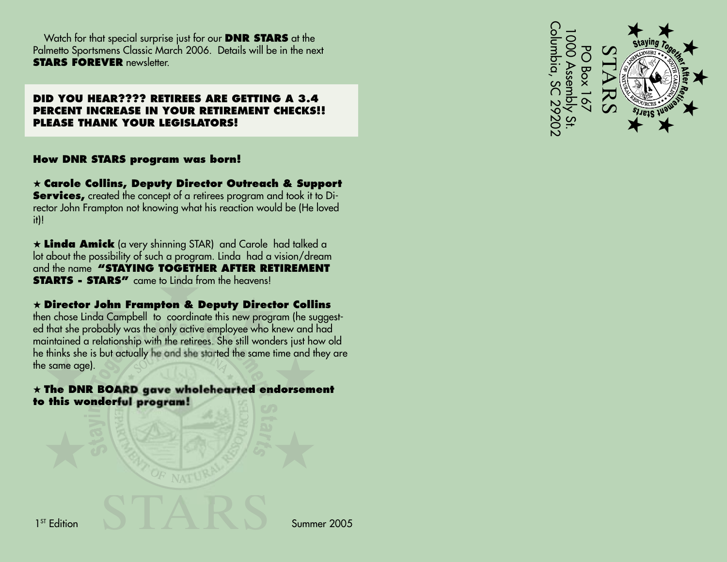Watch for that special surprise just for our **DNR STARS** at the Palmetto Sportsmens Classic March 2006. Details will be in the next **STARS FOREVER** newsletter.

**DID YOU HEAR???? RETIREES ARE GETTING A 3.4 PERCENT INCREASE IN YOUR RETIREMENT CHECKS!! PLEASE THANK YOUR LEGISLATORS!**

### How DNR STARS program was born!

★ **Carole Collins, Deputy Director Outreach & Support Services,** created the concept of a retirees program and took it to Director John Frampton not knowing what his reaction would be (He loved it)!

★ **Linda Amick** (a very shinning STAR) and Carole had talked a lot about the possibility of such a program. Linda had a vision/dream and the name **"STAYING TOGETHER AFTER RETIREMENT STARTS - STARS"** came to Linda from the heavens!

★ **Director John Frampton & Deputy Director Collins** then chose Linda Campbell to coordinate this new program (he suggested that she probably was the only active employee who knew and had maintained a relationship with the retirees. She still wonders just how old he thinks she is but actually he and she started the same time and they are the same age).

★ **The DNR BOARD gave wholehearted endorsement to this wonderful program!**

1[ST] Edition

Summer 2005

STARS
PO Box 167
1000 Assembly St.
Columbia, SC 29202